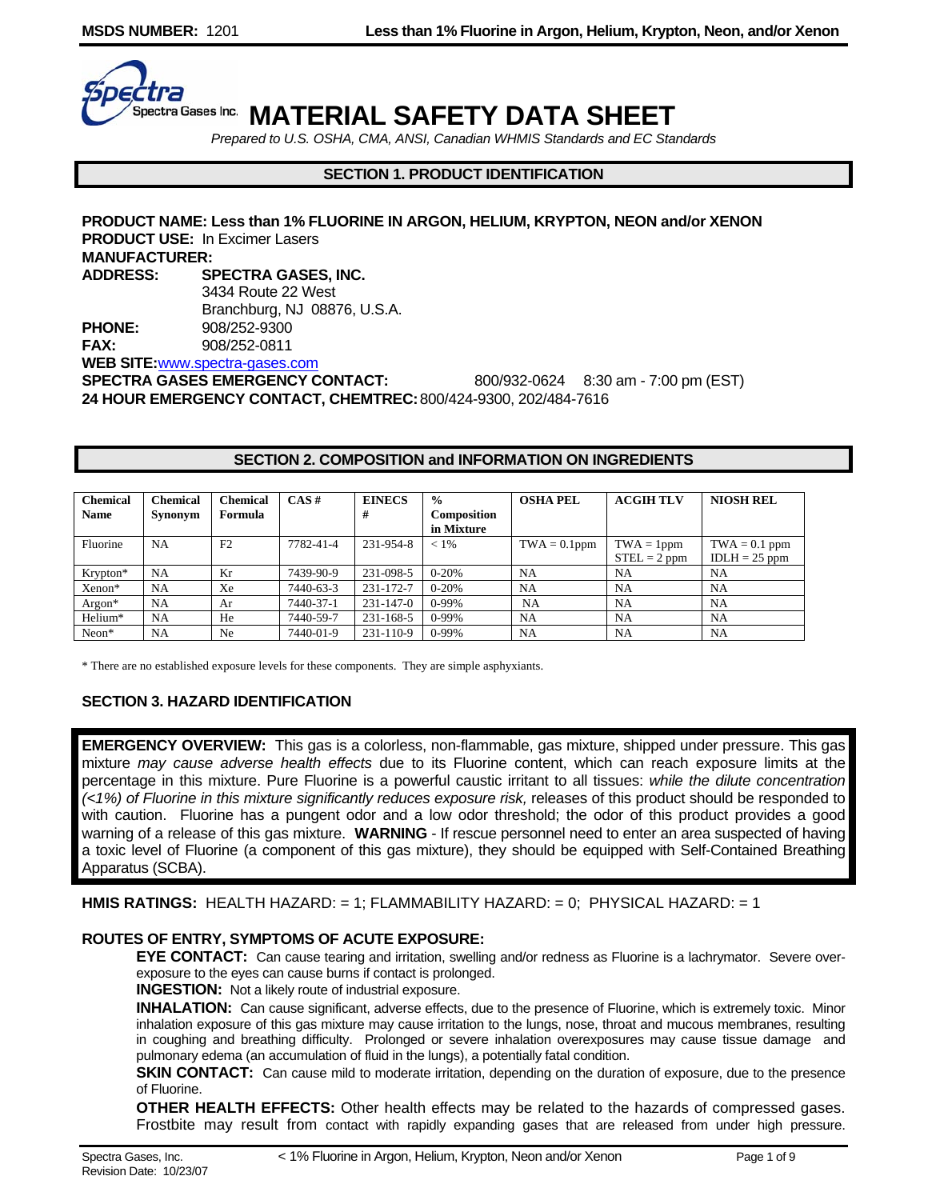# MATERIAL SAFETY DATA SHEET

*Prepared to U.S. OSHA, CMA, ANSI, Canadian WHMIS Standards and EC Standards*

## SECTION 1. PRODUCT IDENTIFICATION

**PRODUCT NAME: Less than 1% FLUORINE IN ARGON, HELIUM, KRYPTON, NEON and/or XENON**
**PRODUCT USE:** In Excimer Lasers
**MANUFACTURER:**
**ADDRESS:** **SPECTRA GASES, INC.**
3434 Route 22 West
Branchburg, NJ 08876, U.S.A.
**PHONE:** 908/252-9300
**FAX:** 908/252-0811
**WEB SITE:** www.spectra-gases.com
**SPECTRA GASES EMERGENCY CONTACT:** 800/932-0624 8:30 am - 7:00 pm (EST)
**24 HOUR EMERGENCY CONTACT, CHEMTREC:** 800/424-9300, 202/484-7616

## SECTION 2. COMPOSITION and INFORMATION ON INGREDIENTS

| Chemical Name | Chemical Synonym | Chemical Formula | CAS # | EINECS # | % Composition in Mixture | OSHA PEL | ACGIH TLV | NIOSH REL |
|---|---|---|---|---|---|---|---|---|
| Fluorine | NA | F2 | 7782-41-4 | 231-954-8 | < 1% | TWA = 0.1ppm | TWA = 1ppm<br>STEL = 2 ppm | TWA = 0.1 ppm<br>IDLH = 25 ppm |
| Krypton* | NA | Kr | 7439-90-9 | 231-098-5 | 0-20% | NA | NA | NA |
| Xenon* | NA | Xe | 7440-63-3 | 231-172-7 | 0-20% | NA | NA | NA |
| Argon* | NA | Ar | 7440-37-1 | 231-147-0 | 0-99% | NA | NA | NA |
| Helium* | NA | He | 7440-59-7 | 231-168-5 | 0-99% | NA | NA | NA |
| Neon* | NA | Ne | 7440-01-9 | 231-110-9 | 0-99% | NA | NA | NA |

* There are no established exposure levels for these components. They are simple asphyxiants.

## SECTION 3. HAZARD IDENTIFICATION

**EMERGENCY OVERVIEW:** This gas is a colorless, non-flammable, gas mixture, shipped under pressure. This gas mixture *may cause adverse health effects* due to its Fluorine content, which can reach exposure limits at the percentage in this mixture. Pure Fluorine is a powerful caustic irritant to all tissues: *while the dilute concentration (<1%) of Fluorine in this mixture significantly reduces exposure risk,* releases of this product should be responded to with caution. Fluorine has a pungent odor and a low odor threshold; the odor of this product provides a good warning of a release of this gas mixture. **WARNING** - If rescue personnel need to enter an area suspected of having a toxic level of Fluorine (a component of this gas mixture), they should be equipped with Self-Contained Breathing Apparatus (SCBA).

**HMIS RATINGS:** HEALTH HAZARD: = 1; FLAMMABILITY HAZARD: = 0; PHYSICAL HAZARD: = 1

**ROUTES OF ENTRY, SYMPTOMS OF ACUTE EXPOSURE:**

**EYE CONTACT:** Can cause tearing and irritation, swelling and/or redness as Fluorine is a lachrymator. Severe over-exposure to the eyes can cause burns if contact is prolonged.

**INGESTION:** Not a likely route of industrial exposure.

**INHALATION:** Can cause significant, adverse effects, due to the presence of Fluorine, which is extremely toxic. Minor inhalation exposure of this gas mixture may cause irritation to the lungs, nose, throat and mucous membranes, resulting in coughing and breathing difficulty. Prolonged or severe inhalation overexposures may cause tissue damage and pulmonary edema (an accumulation of fluid in the lungs), a potentially fatal condition.

**SKIN CONTACT:** Can cause mild to moderate irritation, depending on the duration of exposure, due to the presence of Fluorine.

**OTHER HEALTH EFFECTS:** Other health effects may be related to the hazards of compressed gases. Frostbite may result from contact with rapidly expanding gases that are released from under high pressure.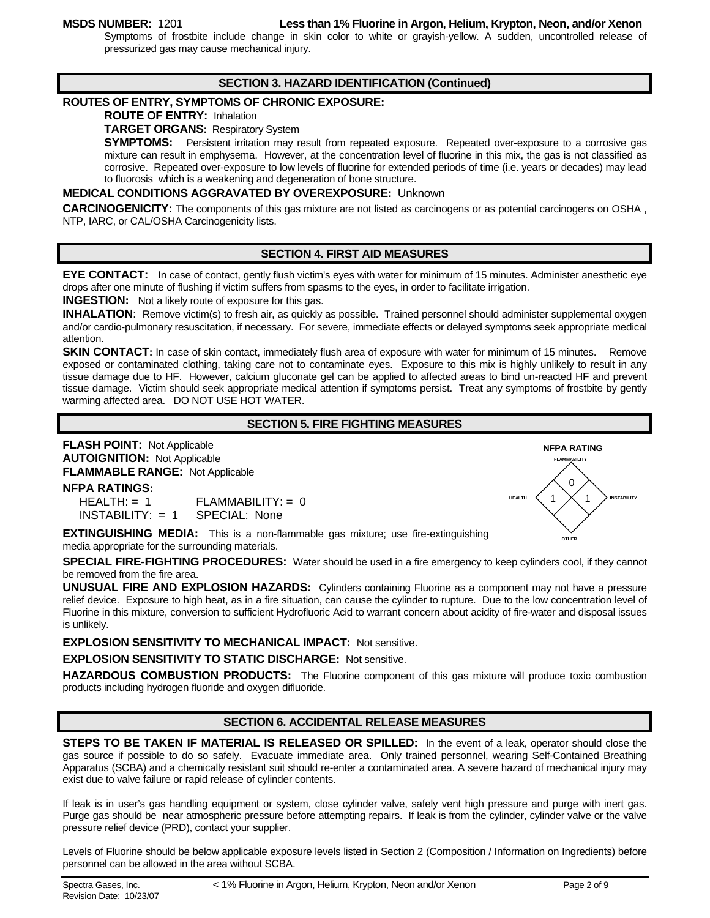Symptoms of frostbite include change in skin color to white or grayish-yellow. A sudden, uncontrolled release of pressurized gas may cause mechanical injury.

## SECTION 3. HAZARD IDENTIFICATION (Continued)

**ROUTES OF ENTRY, SYMPTOMS OF CHRONIC EXPOSURE:**

**ROUTE OF ENTRY:** Inhalation

**TARGET ORGANS:** Respiratory System

**SYMPTOMS:** Persistent irritation may result from repeated exposure. Repeated over-exposure to a corrosive gas mixture can result in emphysema. However, at the concentration level of fluorine in this mix, the gas is not classified as corrosive. Repeated over-exposure to low levels of fluorine for extended periods of time (i.e. years or decades) may lead to fluorosis which is a weakening and degeneration of bone structure.

**MEDICAL CONDITIONS AGGRAVATED BY OVEREXPOSURE:** Unknown

**CARCINOGENICITY:** The components of this gas mixture are not listed as carcinogens or as potential carcinogens on OSHA, NTP, IARC, or CAL/OSHA Carcinogenicity lists.

## SECTION 4. FIRST AID MEASURES

**EYE CONTACT:** In case of contact, gently flush victim's eyes with water for minimum of 15 minutes. Administer anesthetic eye drops after one minute of flushing if victim suffers from spasms to the eyes, in order to facilitate irrigation.

**INGESTION:** Not a likely route of exposure for this gas.

**INHALATION**: Remove victim(s) to fresh air, as quickly as possible. Trained personnel should administer supplemental oxygen and/or cardio-pulmonary resuscitation, if necessary. For severe, immediate effects or delayed symptoms seek appropriate medical attention.

**SKIN CONTACT:** In case of skin contact, immediately flush area of exposure with water for minimum of 15 minutes. Remove exposed or contaminated clothing, taking care not to contaminate eyes. Exposure to this mix is highly unlikely to result in any tissue damage due to HF. However, calcium gluconate gel can be applied to affected areas to bind un-reacted HF and prevent tissue damage. Victim should seek appropriate medical attention if symptoms persist. Treat any symptoms of frostbite by gently warming affected area. DO NOT USE HOT WATER.

## SECTION 5. FIRE FIGHTING MEASURES

**FLASH POINT:** Not Applicable
**AUTOIGNITION:** Not Applicable
**FLAMMABLE RANGE:** Not Applicable

**NFPA RATINGS:**

HEALTH: = 1 FLAMMABILITY: = 0
INSTABILITY: = 1 SPECIAL: None

NFPA RATING
FLAMMABILITY 0
HEALTH 1
INSTABILITY 1
OTHER

**EXTINGUISHING MEDIA:** This is a non-flammable gas mixture; use fire-extinguishing media appropriate for the surrounding materials.

**SPECIAL FIRE-FIGHTING PROCEDURES:** Water should be used in a fire emergency to keep cylinders cool, if they cannot be removed from the fire area.

**UNUSUAL FIRE AND EXPLOSION HAZARDS:** Cylinders containing Fluorine as a component may not have a pressure relief device. Exposure to high heat, as in a fire situation, can cause the cylinder to rupture. Due to the low concentration level of Fluorine in this mixture, conversion to sufficient Hydrofluoric Acid to warrant concern about acidity of fire-water and disposal issues is unlikely.

**EXPLOSION SENSITIVITY TO MECHANICAL IMPACT:** Not sensitive.

**EXPLOSION SENSITIVITY TO STATIC DISCHARGE:** Not sensitive.

**HAZARDOUS COMBUSTION PRODUCTS:** The Fluorine component of this gas mixture will produce toxic combustion products including hydrogen fluoride and oxygen difluoride.

## SECTION 6. ACCIDENTAL RELEASE MEASURES

**STEPS TO BE TAKEN IF MATERIAL IS RELEASED OR SPILLED:** In the event of a leak, operator should close the gas source if possible to do so safely. Evacuate immediate area. Only trained personnel, wearing Self-Contained Breathing Apparatus (SCBA) and a chemically resistant suit should re-enter a contaminated area. A severe hazard of mechanical injury may exist due to valve failure or rapid release of cylinder contents.

If leak is in user's gas handling equipment or system, close cylinder valve, safely vent high pressure and purge with inert gas. Purge gas should be near atmospheric pressure before attempting repairs. If leak is from the cylinder, cylinder valve or the valve pressure relief device (PRD), contact your supplier.

Levels of Fluorine should be below applicable exposure levels listed in Section 2 (Composition / Information on Ingredients) before personnel can be allowed in the area without SCBA.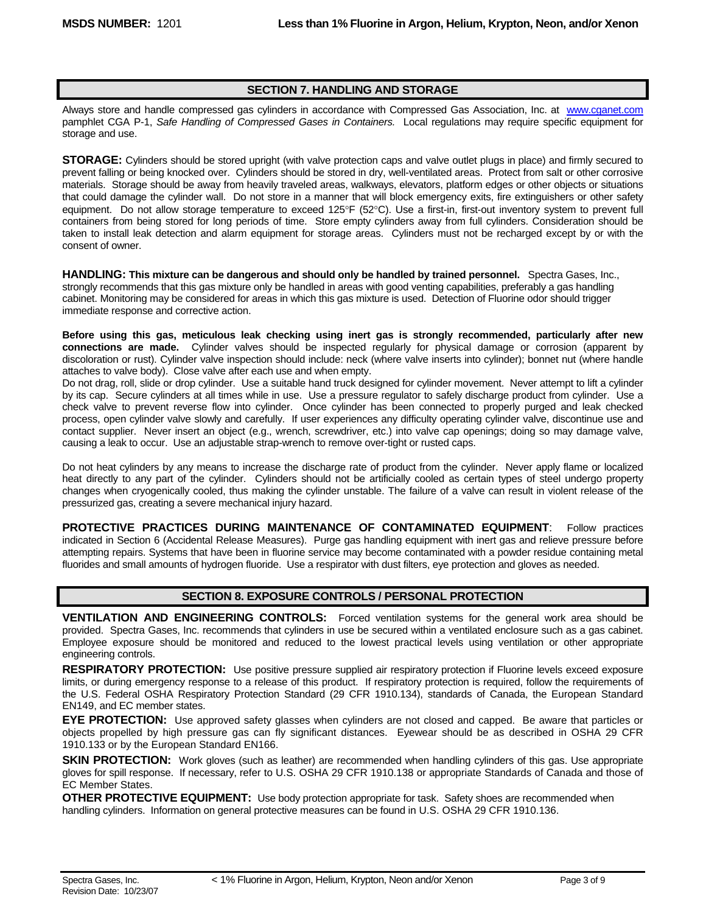## SECTION 7. HANDLING AND STORAGE

Always store and handle compressed gas cylinders in accordance with Compressed Gas Association, Inc. at www.cganet.com pamphlet CGA P-1, *Safe Handling of Compressed Gases in Containers.* Local regulations may require specific equipment for storage and use.

**STORAGE:** Cylinders should be stored upright (with valve protection caps and valve outlet plugs in place) and firmly secured to prevent falling or being knocked over. Cylinders should be stored in dry, well-ventilated areas. Protect from salt or other corrosive materials. Storage should be away from heavily traveled areas, walkways, elevators, platform edges or other objects or situations that could damage the cylinder wall. Do not store in a manner that will block emergency exits, fire extinguishers or other safety equipment. Do not allow storage temperature to exceed 125°F (52°C). Use a first-in, first-out inventory system to prevent full containers from being stored for long periods of time. Store empty cylinders away from full cylinders. Consideration should be taken to install leak detection and alarm equipment for storage areas. Cylinders must not be recharged except by or with the consent of owner.

**HANDLING: This mixture can be dangerous and should only be handled by trained personnel.** Spectra Gases, Inc., strongly recommends that this gas mixture only be handled in areas with good venting capabilities, preferably a gas handling cabinet. Monitoring may be considered for areas in which this gas mixture is used. Detection of Fluorine odor should trigger immediate response and corrective action.

**Before using this gas, meticulous leak checking using inert gas is strongly recommended, particularly after new connections are made.** Cylinder valves should be inspected regularly for physical damage or corrosion (apparent by discoloration or rust). Cylinder valve inspection should include: neck (where valve inserts into cylinder); bonnet nut (where handle attaches to valve body). Close valve after each use and when empty.

Do not drag, roll, slide or drop cylinder. Use a suitable hand truck designed for cylinder movement. Never attempt to lift a cylinder by its cap. Secure cylinders at all times while in use. Use a pressure regulator to safely discharge product from cylinder. Use a check valve to prevent reverse flow into cylinder. Once cylinder has been connected to properly purged and leak checked process, open cylinder valve slowly and carefully. If user experiences any difficulty operating cylinder valve, discontinue use and contact supplier. Never insert an object (e.g., wrench, screwdriver, etc.) into valve cap openings; doing so may damage valve, causing a leak to occur. Use an adjustable strap-wrench to remove over-tight or rusted caps.

Do not heat cylinders by any means to increase the discharge rate of product from the cylinder. Never apply flame or localized heat directly to any part of the cylinder. Cylinders should not be artificially cooled as certain types of steel undergo property changes when cryogenically cooled, thus making the cylinder unstable. The failure of a valve can result in violent release of the pressurized gas, creating a severe mechanical injury hazard.

**PROTECTIVE PRACTICES DURING MAINTENANCE OF CONTAMINATED EQUIPMENT**: Follow practices indicated in Section 6 (Accidental Release Measures). Purge gas handling equipment with inert gas and relieve pressure before attempting repairs. Systems that have been in fluorine service may become contaminated with a powder residue containing metal fluorides and small amounts of hydrogen fluoride. Use a respirator with dust filters, eye protection and gloves as needed.

## SECTION 8. EXPOSURE CONTROLS / PERSONAL PROTECTION

**VENTILATION AND ENGINEERING CONTROLS:** Forced ventilation systems for the general work area should be provided. Spectra Gases, Inc. recommends that cylinders in use be secured within a ventilated enclosure such as a gas cabinet. Employee exposure should be monitored and reduced to the lowest practical levels using ventilation or other appropriate engineering controls.

**RESPIRATORY PROTECTION:** Use positive pressure supplied air respiratory protection if Fluorine levels exceed exposure limits, or during emergency response to a release of this product. If respiratory protection is required, follow the requirements of the U.S. Federal OSHA Respiratory Protection Standard (29 CFR 1910.134), standards of Canada, the European Standard EN149, and EC member states.

**EYE PROTECTION:** Use approved safety glasses when cylinders are not closed and capped. Be aware that particles or objects propelled by high pressure gas can fly significant distances. Eyewear should be as described in OSHA 29 CFR 1910.133 or by the European Standard EN166.

**SKIN PROTECTION:** Work gloves (such as leather) are recommended when handling cylinders of this gas. Use appropriate gloves for spill response. If necessary, refer to U.S. OSHA 29 CFR 1910.138 or appropriate Standards of Canada and those of EC Member States.

**OTHER PROTECTIVE EQUIPMENT:** Use body protection appropriate for task. Safety shoes are recommended when handling cylinders. Information on general protective measures can be found in U.S. OSHA 29 CFR 1910.136.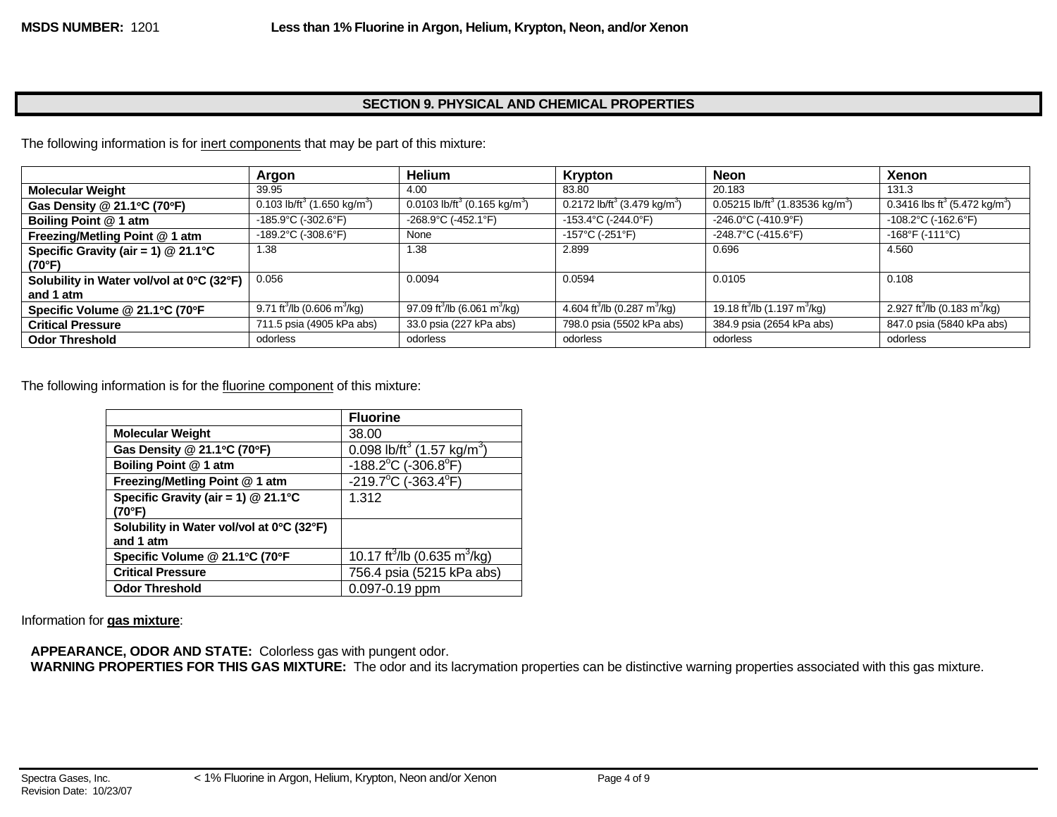## SECTION 9. PHYSICAL AND CHEMICAL PROPERTIES

The following information is for inert components that may be part of this mixture:

| | Argon | Helium | Krypton | Neon | Xenon |
|---|---|---|---|---|---|
| **Molecular Weight** | 39.95 | 4.00 | 83.80 | 20.183 | 131.3 |
| **Gas Density @ 21.1°C (70°F)** | 0.103 lb/ft$^3$ (1.650 kg/m$^3$) | 0.0103 lb/ft$^3$ (0.165 kg/m$^3$) | 0.2172 lb/ft$^3$ (3.479 kg/m$^3$) | 0.05215 lb/ft$^3$ (1.83536 kg/m$^3$) | 0.3416 lbs ft$^3$ (5.472 kg/m$^3$) |
| **Boiling Point @ 1 atm** | -185.9°C (-302.6°F) | -268.9°C (-452.1°F) | -153.4°C (-244.0°F) | -246.0°C (-410.9°F) | -108.2°C (-162.6°F) |
| **Freezing/Metling Point @ 1 atm** | -189.2°C (-308.6°F) | None | -157°C (-251°F) | -248.7°C (-415.6°F) | -168°F (-111°C) |
| **Specific Gravity (air = 1) @ 21.1°C (70°F)** | 1.38 | 1.38 | 2.899 | 0.696 | 4.560 |
| **Solubility in Water vol/vol at 0°C (32°F) and 1 atm** | 0.056 | 0.0094 | 0.0594 | 0.0105 | 0.108 |
| **Specific Volume @ 21.1°C (70°F** | 9.71 ft$^3$/lb (0.606 m$^3$/kg) | 97.09 ft$^3$/lb (6.061 m$^3$/kg) | 4.604 ft$^3$/lb (0.287 m$^3$/kg) | 19.18 ft$^3$/lb (1.197 m$^3$/kg) | 2.927 ft$^3$/lb (0.183 m$^3$/kg) |
| **Critical Pressure** | 711.5 psia (4905 kPa abs) | 33.0 psia (227 kPa abs) | 798.0 psia (5502 kPa abs) | 384.9 psia (2654 kPa abs) | 847.0 psia (5840 kPa abs) |
| **Odor Threshold** | odorless | odorless | odorless | odorless | odorless |

The following information is for the fluorine component of this mixture:

| | Fluorine |
|---|---|
| **Molecular Weight** | 38.00 |
| **Gas Density @ 21.1°C (70°F)** | 0.098 lb/ft$^3$ (1.57 kg/m$^3$) |
| **Boiling Point @ 1 atm** | -188.2°C (-306.8°F) |
| **Freezing/Metling Point @ 1 atm** | -219.7°C (-363.4°F) |
| **Specific Gravity (air = 1) @ 21.1°C (70°F)** | 1.312 |
| **Solubility in Water vol/vol at 0°C (32°F) and 1 atm** | |
| **Specific Volume @ 21.1°C (70°F** | 10.17 ft$^3$/lb (0.635 m$^3$/kg) |
| **Critical Pressure** | 756.4 psia (5215 kPa abs) |
| **Odor Threshold** | 0.097-0.19 ppm |

Information for **gas mixture**:

**APPEARANCE, ODOR AND STATE:** Colorless gas with pungent odor.

**WARNING PROPERTIES FOR THIS GAS MIXTURE:** The odor and its lacrymation properties can be distinctive warning properties associated with this gas mixture.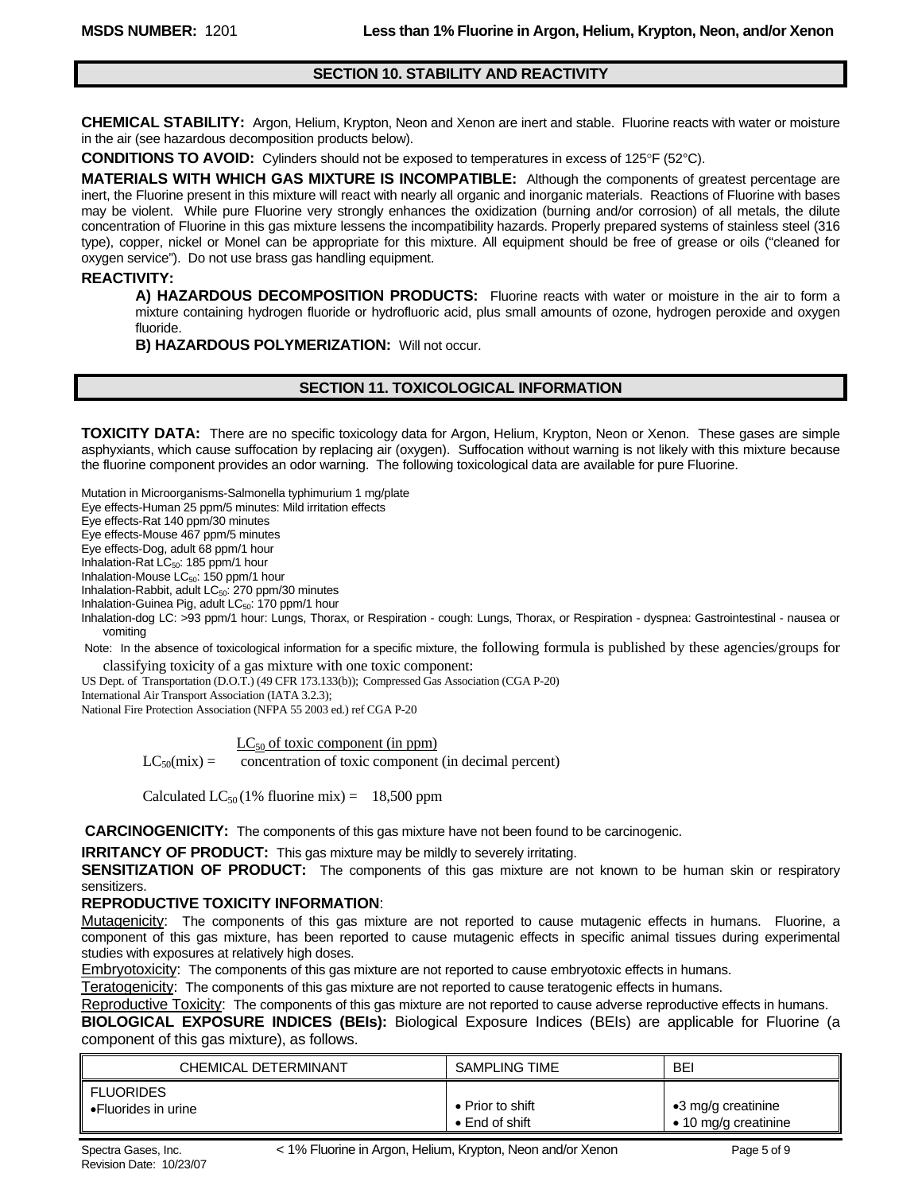## SECTION 10. STABILITY AND REACTIVITY

**CHEMICAL STABILITY:** Argon, Helium, Krypton, Neon and Xenon are inert and stable. Fluorine reacts with water or moisture in the air (see hazardous decomposition products below).

**CONDITIONS TO AVOID:** Cylinders should not be exposed to temperatures in excess of 125°F (52°C).

**MATERIALS WITH WHICH GAS MIXTURE IS INCOMPATIBLE:** Although the components of greatest percentage are inert, the Fluorine present in this mixture will react with nearly all organic and inorganic materials. Reactions of Fluorine with bases may be violent. While pure Fluorine very strongly enhances the oxidization (burning and/or corrosion) of all metals, the dilute concentration of Fluorine in this gas mixture lessens the incompatibility hazards. Properly prepared systems of stainless steel (316 type), copper, nickel or Monel can be appropriate for this mixture. All equipment should be free of grease or oils ("cleaned for oxygen service"). Do not use brass gas handling equipment.

**REACTIVITY:**

**A) HAZARDOUS DECOMPOSITION PRODUCTS:** Fluorine reacts with water or moisture in the air to form a mixture containing hydrogen fluoride or hydrofluoric acid, plus small amounts of ozone, hydrogen peroxide and oxygen fluoride.

**B) HAZARDOUS POLYMERIZATION:** Will not occur.

## SECTION 11. TOXICOLOGICAL INFORMATION

**TOXICITY DATA:** There are no specific toxicology data for Argon, Helium, Krypton, Neon or Xenon. These gases are simple asphyxiants, which cause suffocation by replacing air (oxygen). Suffocation without warning is not likely with this mixture because the fluorine component provides an odor warning. The following toxicological data are available for pure Fluorine.

Mutation in Microorganisms-Salmonella typhimurium 1 mg/plate
Eye effects-Human 25 ppm/5 minutes: Mild irritation effects
Eye effects-Rat 140 ppm/30 minutes
Eye effects-Mouse 467 ppm/5 minutes
Eye effects-Dog, adult 68 ppm/1 hour
Inhalation-Rat $LC_{50}$: 185 ppm/1 hour
Inhalation-Mouse $LC_{50}$: 150 ppm/1 hour
Inhalation-Rabbit, adult $LC_{50}$: 270 ppm/30 minutes
Inhalation-Guinea Pig, adult $LC_{50}$: 170 ppm/1 hour
Inhalation-dog LC: >93 ppm/1 hour: Lungs, Thorax, or Respiration - cough: Lungs, Thorax, or Respiration - dyspnea: Gastrointestinal - nausea or vomiting

Note: In the absence of toxicological information for a specific mixture, the following formula is published by these agencies/groups for classifying toxicity of a gas mixture with one toxic component:

US Dept. of Transportation (D.O.T.) (49 CFR 173.133(b)); Compressed Gas Association (CGA P-20)
International Air Transport Association (IATA 3.2.3);
National Fire Protection Association (NFPA 55 2003 ed.) ref CGA P-20

$$LC_{50}(\text{mix}) = \frac{LC_{50}\text{ of toxic component (in ppm)}}{\text{concentration of toxic component (in decimal percent)}}$$

Calculated $LC_{50}$ (1% fluorine mix) = 18,500 ppm

**CARCINOGENICITY:** The components of this gas mixture have not been found to be carcinogenic.

**IRRITANCY OF PRODUCT:** This gas mixture may be mildly to severely irritating.

**SENSITIZATION OF PRODUCT:** The components of this gas mixture are not known to be human skin or respiratory sensitizers.

**REPRODUCTIVE TOXICITY INFORMATION**:

Mutagenicity: The components of this gas mixture are not reported to cause mutagenic effects in humans. Fluorine, a component of this gas mixture, has been reported to cause mutagenic effects in specific animal tissues during experimental studies with exposures at relatively high doses.

Embryotoxicity: The components of this gas mixture are not reported to cause embryotoxic effects in humans.

Teratogenicity: The components of this gas mixture are not reported to cause teratogenic effects in humans.

Reproductive Toxicity: The components of this gas mixture are not reported to cause adverse reproductive effects in humans.

**BIOLOGICAL EXPOSURE INDICES (BEIs):** Biological Exposure Indices (BEIs) are applicable for Fluorine (a component of this gas mixture), as follows.

| CHEMICAL DETERMINANT | SAMPLING TIME | BEI |
|---|---|---|
| FLUORIDES<br>• Fluorides in urine | • Prior to shift<br>• End of shift | • 3 mg/g creatinine<br>• 10 mg/g creatinine |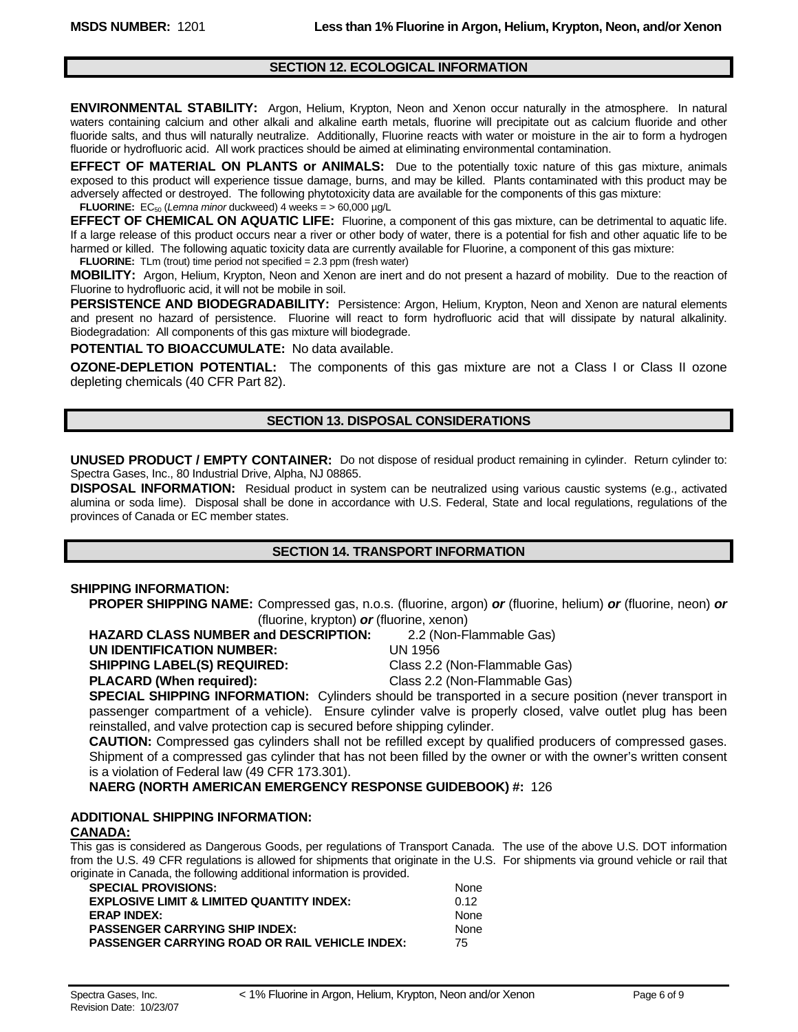## SECTION 12. ECOLOGICAL INFORMATION

**ENVIRONMENTAL STABILITY:** Argon, Helium, Krypton, Neon and Xenon occur naturally in the atmosphere. In natural waters containing calcium and other alkali and alkaline earth metals, fluorine will precipitate out as calcium fluoride and other fluoride salts, and thus will naturally neutralize. Additionally, Fluorine reacts with water or moisture in the air to form a hydrogen fluoride or hydrofluoric acid. All work practices should be aimed at eliminating environmental contamination.

**EFFECT OF MATERIAL ON PLANTS or ANIMALS:** Due to the potentially toxic nature of this gas mixture, animals exposed to this product will experience tissue damage, burns, and may be killed. Plants contaminated with this product may be adversely affected or destroyed. The following phytotoxicity data are available for the components of this gas mixture:

**FLUORINE:** $EC_{50}$ (*Lemna minor* duckweed) 4 weeks = > 60,000 µg/L

**EFFECT OF CHEMICAL ON AQUATIC LIFE:** Fluorine, a component of this gas mixture, can be detrimental to aquatic life. If a large release of this product occurs near a river or other body of water, there is a potential for fish and other aquatic life to be harmed or killed. The following aquatic toxicity data are currently available for Fluorine, a component of this gas mixture:

**FLUORINE:** TLm (trout) time period not specified = 2.3 ppm (fresh water)

**MOBILITY:** Argon, Helium, Krypton, Neon and Xenon are inert and do not present a hazard of mobility. Due to the reaction of Fluorine to hydrofluoric acid, it will not be mobile in soil.

**PERSISTENCE AND BIODEGRADABILITY:** Persistence: Argon, Helium, Krypton, Neon and Xenon are natural elements and present no hazard of persistence. Fluorine will react to form hydrofluoric acid that will dissipate by natural alkalinity. Biodegradation: All components of this gas mixture will biodegrade.

**POTENTIAL TO BIOACCUMULATE:** No data available.

**OZONE-DEPLETION POTENTIAL:** The components of this gas mixture are not a Class I or Class II ozone depleting chemicals (40 CFR Part 82).

## SECTION 13. DISPOSAL CONSIDERATIONS

**UNUSED PRODUCT / EMPTY CONTAINER:** Do not dispose of residual product remaining in cylinder. Return cylinder to: Spectra Gases, Inc., 80 Industrial Drive, Alpha, NJ 08865.

**DISPOSAL INFORMATION:** Residual product in system can be neutralized using various caustic systems (e.g., activated alumina or soda lime). Disposal shall be done in accordance with U.S. Federal, State and local regulations, regulations of the provinces of Canada or EC member states.

## SECTION 14. TRANSPORT INFORMATION

**SHIPPING INFORMATION:**

**PROPER SHIPPING NAME:** Compressed gas, n.o.s. (fluorine, argon) ***or*** (fluorine, helium) ***or*** (fluorine, neon) ***or*** (fluorine, krypton) ***or*** (fluorine, xenon)

**HAZARD CLASS NUMBER and DESCRIPTION:** 2.2 (Non-Flammable Gas)

**UN IDENTIFICATION NUMBER:** UN 1956

**SHIPPING LABEL(S) REQUIRED:** Class 2.2 (Non-Flammable Gas)

**PLACARD (When required):** Class 2.2 (Non-Flammable Gas)

**SPECIAL SHIPPING INFORMATION:** Cylinders should be transported in a secure position (never transport in passenger compartment of a vehicle). Ensure cylinder valve is properly closed, valve outlet plug has been reinstalled, and valve protection cap is secured before shipping cylinder.

**CAUTION:** Compressed gas cylinders shall not be refilled except by qualified producers of compressed gases. Shipment of a compressed gas cylinder that has not been filled by the owner or with the owner's written consent is a violation of Federal law (49 CFR 173.301).

**NAERG (NORTH AMERICAN EMERGENCY RESPONSE GUIDEBOOK) #:** 126

**ADDITIONAL SHIPPING INFORMATION:**

**CANADA:**

This gas is considered as Dangerous Goods, per regulations of Transport Canada. The use of the above U.S. DOT information from the U.S. 49 CFR regulations is allowed for shipments that originate in the U.S. For shipments via ground vehicle or rail that originate in Canada, the following additional information is provided.

| | |
|---|---|
| **SPECIAL PROVISIONS:** | None |
| **EXPLOSIVE LIMIT & LIMITED QUANTITY INDEX:** | 0.12 |
| **ERAP INDEX:** | None |
| **PASSENGER CARRYING SHIP INDEX:** | None |
| **PASSENGER CARRYING ROAD OR RAIL VEHICLE INDEX:** | 75 |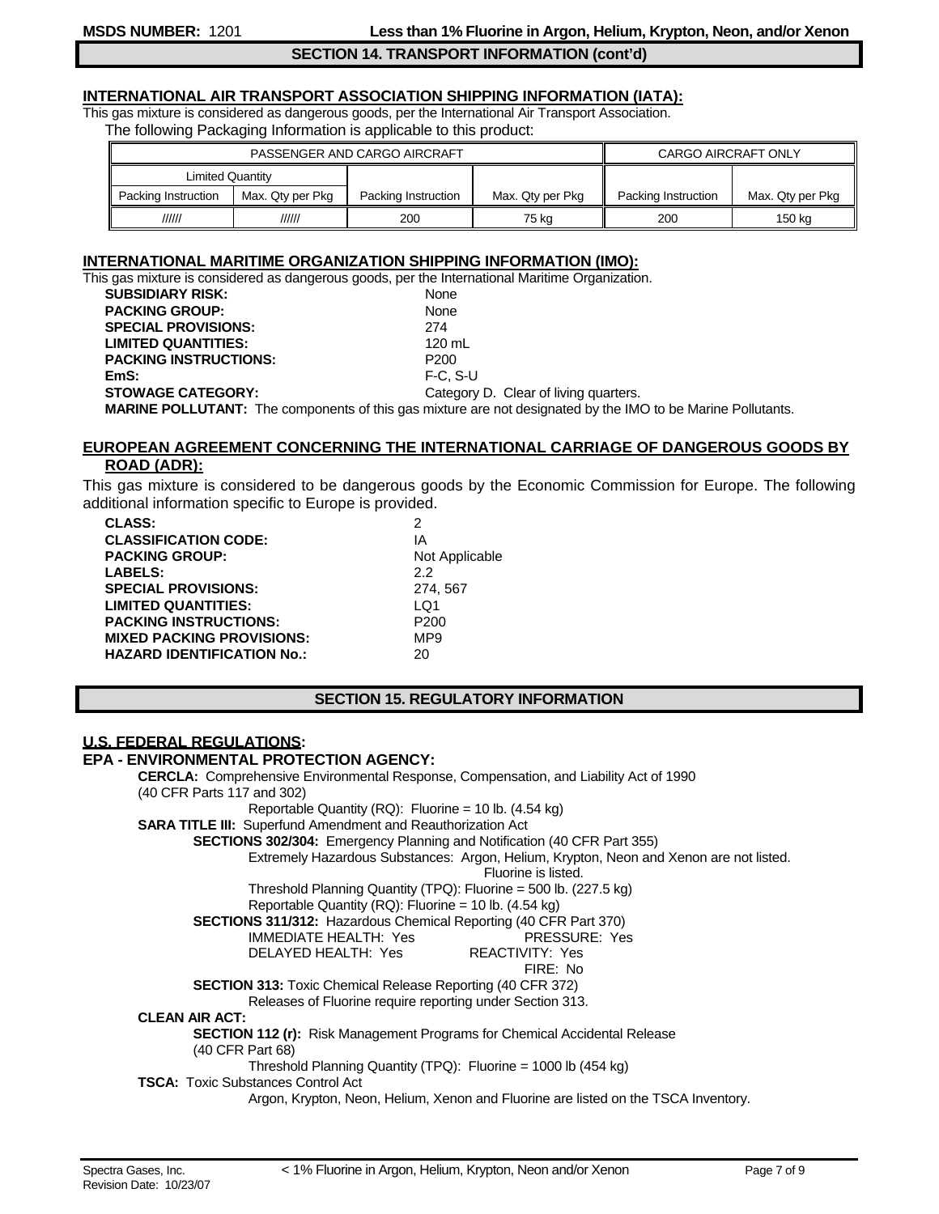## SECTION 14. TRANSPORT INFORMATION (cont'd)

### INTERNATIONAL AIR TRANSPORT ASSOCIATION SHIPPING INFORMATION (IATA):

This gas mixture is considered as dangerous goods, per the International Air Transport Association.

The following Packaging Information is applicable to this product:

| PASSENGER AND CARGO AIRCRAFT | | | | CARGO AIRCRAFT ONLY | |
|---|---|---|---|---|---|
| Limited Quantity | | | | | |
| Packing Instruction | Max. Qty per Pkg | Packing Instruction | Max. Qty per Pkg | Packing Instruction | Max. Qty per Pkg |
| ////// | ////// | 200 | 75 kg | 200 | 150 kg |

### INTERNATIONAL MARITIME ORGANIZATION SHIPPING INFORMATION (IMO):

This gas mixture is considered as dangerous goods, per the International Maritime Organization.

**SUBSIDIARY RISK:** None
**PACKING GROUP:** None
**SPECIAL PROVISIONS:** 274
**LIMITED QUANTITIES:** 120 mL
**PACKING INSTRUCTIONS:** P200
**EmS:** F-C, S-U
**STOWAGE CATEGORY:** Category D. Clear of living quarters.
**MARINE POLLUTANT:** The components of this gas mixture are not designated by the IMO to be Marine Pollutants.

### EUROPEAN AGREEMENT CONCERNING THE INTERNATIONAL CARRIAGE OF DANGEROUS GOODS BY ROAD (ADR):

This gas mixture is considered to be dangerous goods by the Economic Commission for Europe. The following additional information specific to Europe is provided.

**CLASS:** 2
**CLASSIFICATION CODE:** IA
**PACKING GROUP:** Not Applicable
**LABELS:** 2.2
**SPECIAL PROVISIONS:** 274, 567
**LIMITED QUANTITIES:** LQ1
**PACKING INSTRUCTIONS:** P200
**MIXED PACKING PROVISIONS:** MP9
**HAZARD IDENTIFICATION No.:** 20

## SECTION 15. REGULATORY INFORMATION

### U.S. FEDERAL REGULATIONS:

**EPA - ENVIRONMENTAL PROTECTION AGENCY:**

**CERCLA:** Comprehensive Environmental Response, Compensation, and Liability Act of 1990 (40 CFR Parts 117 and 302)
Reportable Quantity (RQ): Fluorine = 10 lb. (4.54 kg)

**SARA TITLE III:** Superfund Amendment and Reauthorization Act

**SECTIONS 302/304:** Emergency Planning and Notification (40 CFR Part 355)
Extremely Hazardous Substances: Argon, Helium, Krypton, Neon and Xenon are not listed. Fluorine is listed.
Threshold Planning Quantity (TPQ): Fluorine = 500 lb. (227.5 kg)
Reportable Quantity (RQ): Fluorine = 10 lb. (4.54 kg)

**SECTIONS 311/312:** Hazardous Chemical Reporting (40 CFR Part 370)
IMMEDIATE HEALTH: Yes  PRESSURE: Yes
DELAYED HEALTH: Yes  REACTIVITY: Yes
FIRE: No

**SECTION 313:** Toxic Chemical Release Reporting (40 CFR 372)
Releases of Fluorine require reporting under Section 313.

**CLEAN AIR ACT:**

**SECTION 112 (r):** Risk Management Programs for Chemical Accidental Release (40 CFR Part 68)
Threshold Planning Quantity (TPQ): Fluorine = 1000 lb (454 kg)

**TSCA:** Toxic Substances Control Act
Argon, Krypton, Neon, Helium, Xenon and Fluorine are listed on the TSCA Inventory.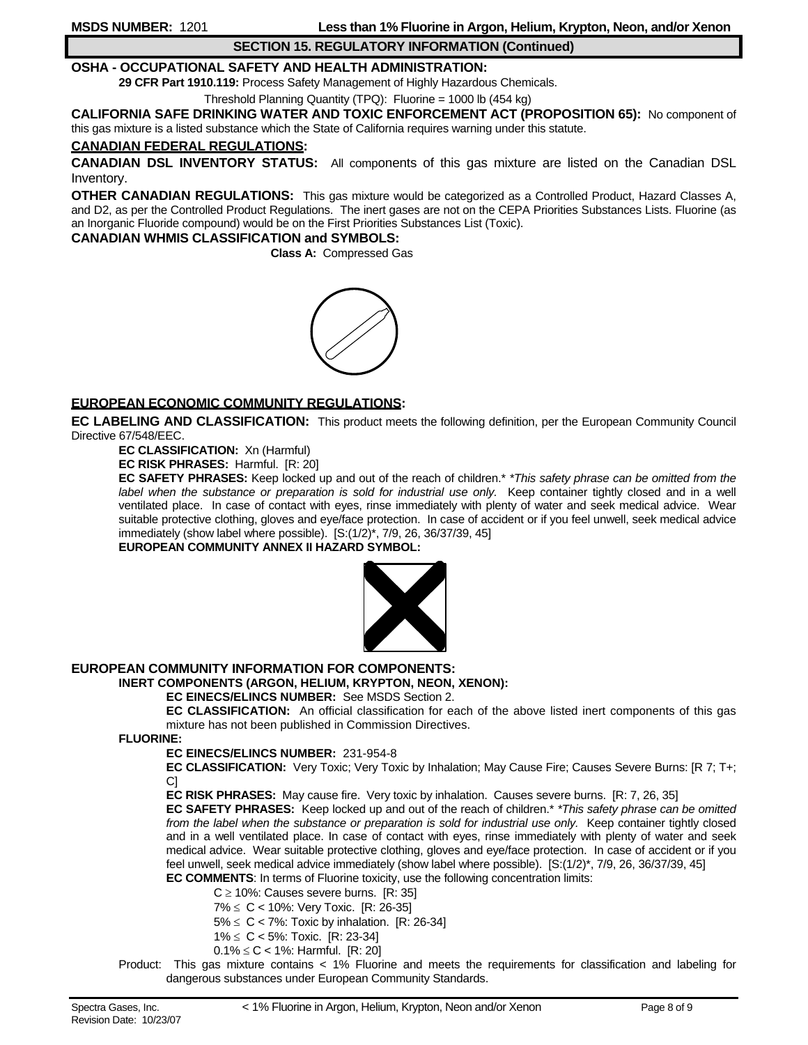## SECTION 15. REGULATORY INFORMATION (Continued)

**OSHA - OCCUPATIONAL SAFETY AND HEALTH ADMINISTRATION:**

**29 CFR Part 1910.119:** Process Safety Management of Highly Hazardous Chemicals.

Threshold Planning Quantity (TPQ): Fluorine = 1000 lb (454 kg)

**CALIFORNIA SAFE DRINKING WATER AND TOXIC ENFORCEMENT ACT (PROPOSITION 65):** No component of this gas mixture is a listed substance which the State of California requires warning under this statute.

**CANADIAN FEDERAL REGULATIONS:**

**CANADIAN DSL INVENTORY STATUS:** All components of this gas mixture are listed on the Canadian DSL Inventory.

**OTHER CANADIAN REGULATIONS:** This gas mixture would be categorized as a Controlled Product, Hazard Classes A, and D2, as per the Controlled Product Regulations. The inert gases are not on the CEPA Priorities Substances Lists. Fluorine (as an Inorganic Fluoride compound) would be on the First Priorities Substances List (Toxic).

**CANADIAN WHMIS CLASSIFICATION and SYMBOLS:**

**Class A:** Compressed Gas

**EUROPEAN ECONOMIC COMMUNITY REGULATIONS:**

**EC LABELING AND CLASSIFICATION:** This product meets the following definition, per the European Community Council Directive 67/548/EEC.

**EC CLASSIFICATION:** Xn (Harmful)

**EC RISK PHRASES:** Harmful. [R: 20]

**EC SAFETY PHRASES:** Keep locked up and out of the reach of children.* *\*This safety phrase can be omitted from the label when the substance or preparation is sold for industrial use only.* Keep container tightly closed and in a well ventilated place. In case of contact with eyes, rinse immediately with plenty of water and seek medical advice. Wear suitable protective clothing, gloves and eye/face protection. In case of accident or if you feel unwell, seek medical advice immediately (show label where possible). [S:(1/2)*, 7/9, 26, 36/37/39, 45]

**EUROPEAN COMMUNITY ANNEX II HAZARD SYMBOL:**

**EUROPEAN COMMUNITY INFORMATION FOR COMPONENTS:**

**INERT COMPONENTS (ARGON, HELIUM, KRYPTON, NEON, XENON):**

**EC EINECS/ELINCS NUMBER:** See MSDS Section 2.

**EC CLASSIFICATION:** An official classification for each of the above listed inert components of this gas mixture has not been published in Commission Directives.

**FLUORINE:**

**EC EINECS/ELINCS NUMBER:** 231-954-8

**EC CLASSIFICATION:** Very Toxic; Very Toxic by Inhalation; May Cause Fire; Causes Severe Burns: [R 7; T+; C]

**EC RISK PHRASES:** May cause fire. Very toxic by inhalation. Causes severe burns. [R: 7, 26, 35]

**EC SAFETY PHRASES:** Keep locked up and out of the reach of children.* *\*This safety phrase can be omitted from the label when the substance or preparation is sold for industrial use only.* Keep container tightly closed and in a well ventilated place. In case of contact with eyes, rinse immediately with plenty of water and seek medical advice. Wear suitable protective clothing, gloves and eye/face protection. In case of accident or if you feel unwell, seek medical advice immediately (show label where possible). [S:(1/2)*, 7/9, 26, 36/37/39, 45]

**EC COMMENTS**: In terms of Fluorine toxicity, use the following concentration limits:

$C \geq 10\%$: Causes severe burns. [R: 35]

$7\% \leq C < 10\%$: Very Toxic. [R: 26-35]

$5\% \leq C < 7\%$: Toxic by inhalation. [R: 26-34]

$1\% \leq C < 5\%$: Toxic. [R: 23-34]

$0.1\% \leq C < 1\%$: Harmful. [R: 20]

Product: This gas mixture contains < 1% Fluorine and meets the requirements for classification and labeling for dangerous substances under European Community Standards.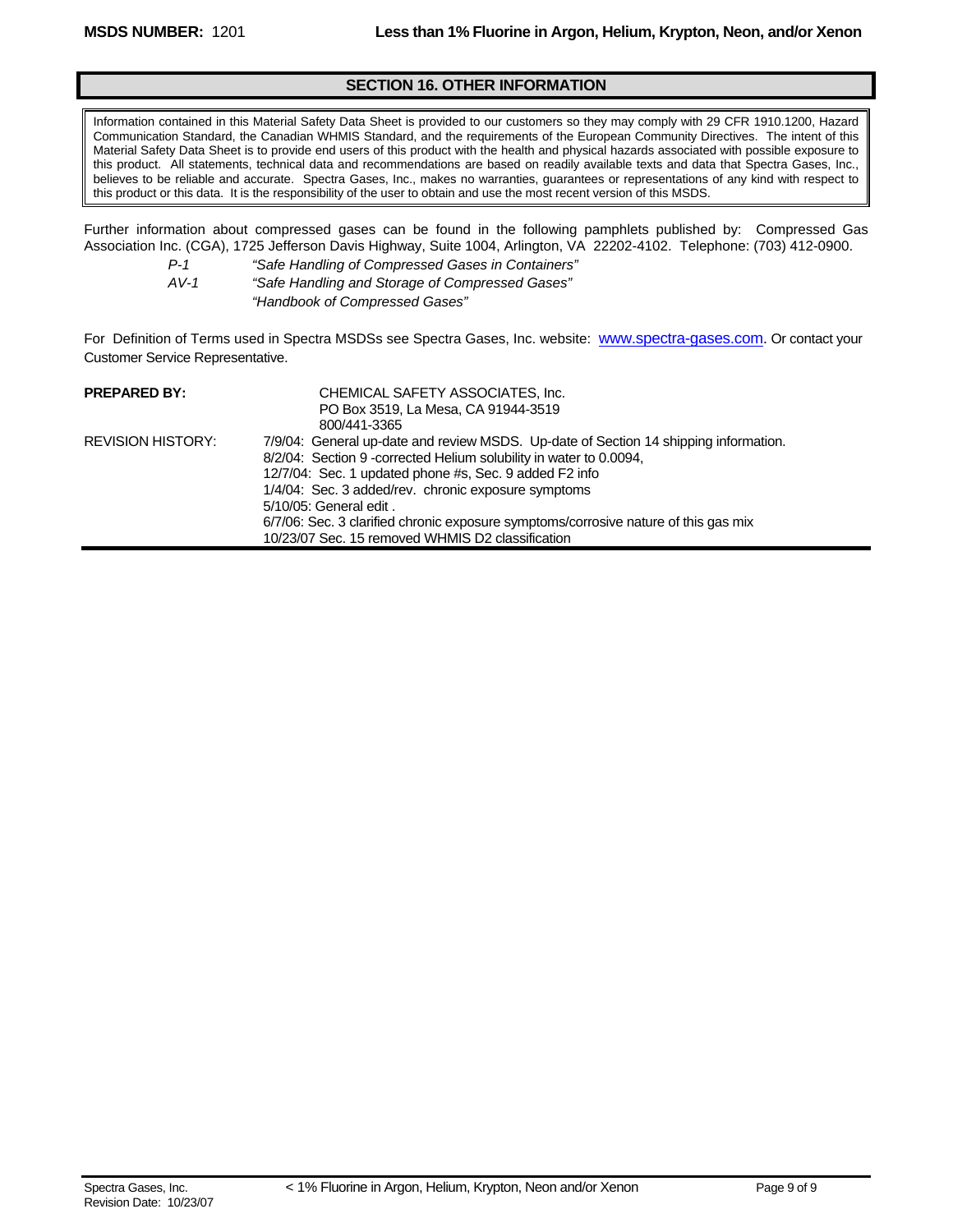## SECTION 16. OTHER INFORMATION

Information contained in this Material Safety Data Sheet is provided to our customers so they may comply with 29 CFR 1910.1200, Hazard Communication Standard, the Canadian WHMIS Standard, and the requirements of the European Community Directives. The intent of this Material Safety Data Sheet is to provide end users of this product with the health and physical hazards associated with possible exposure to this product. All statements, technical data and recommendations are based on readily available texts and data that Spectra Gases, Inc., believes to be reliable and accurate. Spectra Gases, Inc., makes no warranties, guarantees or representations of any kind with respect to this product or this data. It is the responsibility of the user to obtain and use the most recent version of this MSDS.

Further information about compressed gases can be found in the following pamphlets published by: Compressed Gas Association Inc. (CGA), 1725 Jefferson Davis Highway, Suite 1004, Arlington, VA 22202-4102. Telephone: (703) 412-0900.

*P-1* *"Safe Handling of Compressed Gases in Containers"*
*AV-1* *"Safe Handling and Storage of Compressed Gases"*
*"Handbook of Compressed Gases"*

For Definition of Terms used in Spectra MSDSs see Spectra Gases, Inc. website: www.spectra-gases.com. Or contact your Customer Service Representative.

**PREPARED BY:** CHEMICAL SAFETY ASSOCIATES, Inc.
PO Box 3519, La Mesa, CA 91944-3519
800/441-3365

REVISION HISTORY:
7/9/04: General up-date and review MSDS. Up-date of Section 14 shipping information.
8/2/04: Section 9 -corrected Helium solubility in water to 0.0094,
12/7/04: Sec. 1 updated phone #s, Sec. 9 added F2 info
1/4/04: Sec. 3 added/rev. chronic exposure symptoms
5/10/05: General edit .
6/7/06: Sec. 3 clarified chronic exposure symptoms/corrosive nature of this gas mix
10/23/07 Sec. 15 removed WHMIS D2 classification